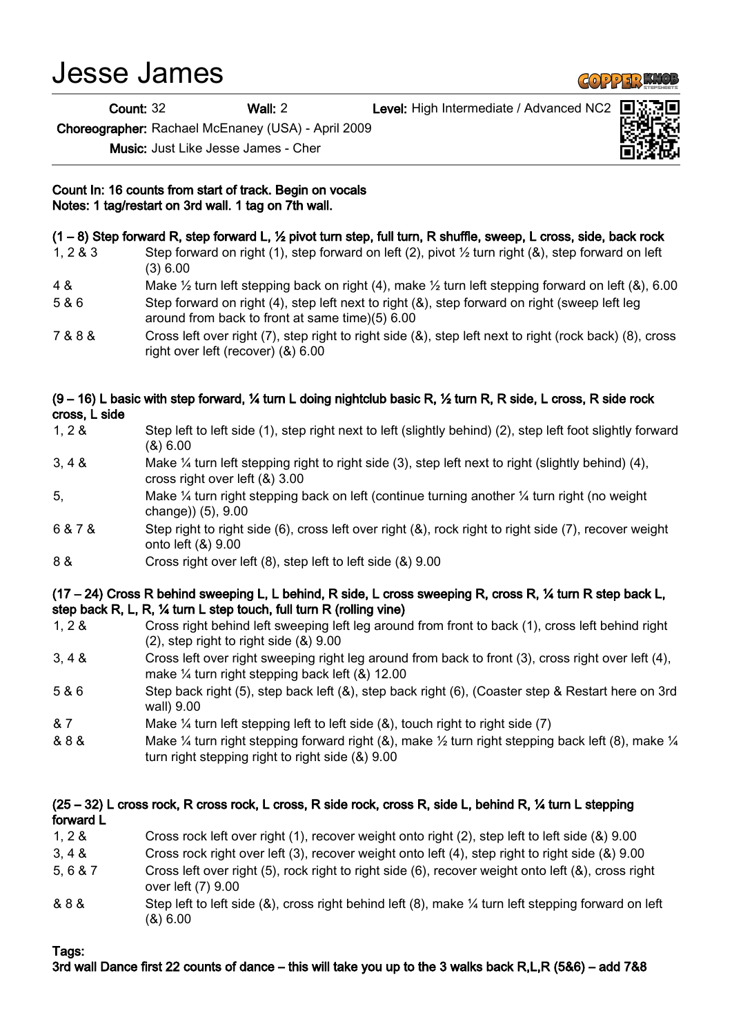# Jesse James

**Count:** 32 **Wall:** 2 **Level:** High Intermediate / Advanced NC2

**Choreographer:** Rachael McEnaney (USA) - April 2009

**Music:** Just Like Jesse James - Cher

**Count In: 16 counts from start of track. Begin on vocals**
**Notes: 1 tag/restart on 3rd wall. 1 tag on 7th wall.**

**(1 – 8) Step forward R, step forward L, ½ pivot turn step, full turn, R shuffle, sweep, L cross, side, back rock**

| | |
|---|---|
| 1, 2 & 3 | Step forward on right (1), step forward on left (2), pivot ½ turn right (&), step forward on left (3) 6.00 |
| 4 & | Make ½ turn left stepping back on right (4), make ½ turn left stepping forward on left (&), 6.00 |
| 5 & 6 | Step forward on right (4), step left next to right (&), step forward on right (sweep left leg around from back to front at same time)(5) 6.00 |
| 7 & 8 & | Cross left over right (7), step right to right side (&), step left next to right (rock back) (8), cross right over left (recover) (&) 6.00 |

**(9 – 16) L basic with step forward, ¼ turn L doing nightclub basic R, ½ turn R, R side, L cross, R side rock cross, L side**

| | |
|---|---|
| 1, 2 & | Step left to left side (1), step right next to left (slightly behind) (2), step left foot slightly forward (&) 6.00 |
| 3, 4 & | Make ¼ turn left stepping right to right side (3), step left next to right (slightly behind) (4), cross right over left (&) 3.00 |
| 5, | Make ¼ turn right stepping back on left (continue turning another ¼ turn right (no weight change)) (5), 9.00 |
| 6 & 7 & | Step right to right side (6), cross left over right (&), rock right to right side (7), recover weight onto left (&) 9.00 |
| 8 & | Cross right over left (8), step left to left side (&) 9.00 |

**(17 – 24) Cross R behind sweeping L, L behind, R side, L cross sweeping R, cross R, ¼ turn R step back L, step back R, L, R, ¼ turn L step touch, full turn R (rolling vine)**

| | |
|---|---|
| 1, 2 & | Cross right behind left sweeping left leg around from front to back (1), cross left behind right (2), step right to right side (&) 9.00 |
| 3, 4 & | Cross left over right sweeping right leg around from back to front (3), cross right over left (4), make ¼ turn right stepping back left (&) 12.00 |
| 5 & 6 | Step back right (5), step back left (&), step back right (6), (Coaster step & Restart here on 3rd wall) 9.00 |
| & 7 | Make ¼ turn left stepping left to left side (&), touch right to right side (7) |
| & 8 & | Make ¼ turn right stepping forward right (&), make ½ turn right stepping back left (8), make ¼ turn right stepping right to right side (&) 9.00 |

**(25 – 32) L cross rock, R cross rock, L cross, R side rock, cross R, side L, behind R, ¼ turn L stepping forward L**

| | |
|---|---|
| 1, 2 & | Cross rock left over right (1), recover weight onto right (2), step left to left side (&) 9.00 |
| 3, 4 & | Cross rock right over left (3), recover weight onto left (4), step right to right side (&) 9.00 |
| 5, 6 & 7 | Cross left over right (5), rock right to right side (6), recover weight onto left (&), cross right over left (7) 9.00 |
| & 8 & | Step left to left side (&), cross right behind left (8), make ¼ turn left stepping forward on left (&) 6.00 |

**Tags:**
**3rd wall Dance first 22 counts of dance – this will take you up to the 3 walks back R,L,R (5&6) – add 7&8**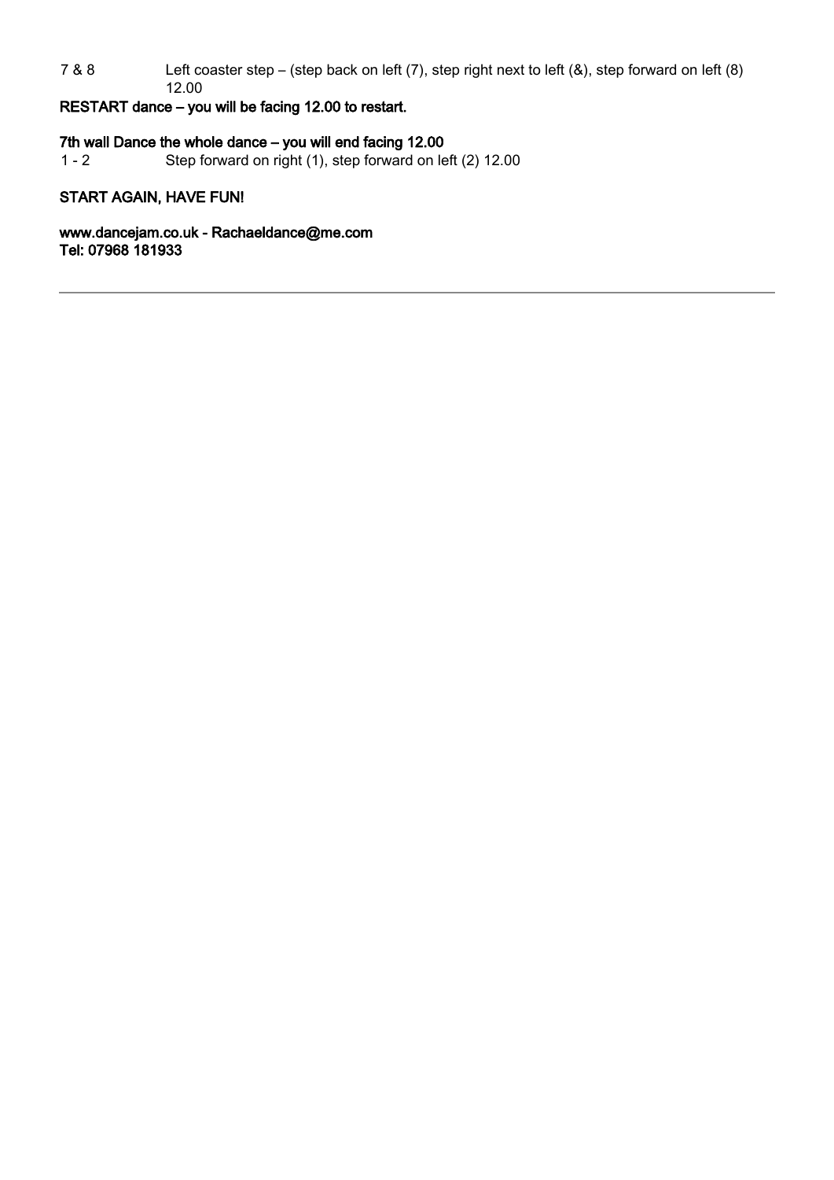7 & 8 Left coaster step – (step back on left (7), step right next to left (&), step forward on left (8) 12.00

**RESTART dance – you will be facing 12.00 to restart.**

**7th wall Dance the whole dance – you will end facing 12.00**

1 - 2 Step forward on right (1), step forward on left (2) 12.00

**START AGAIN, HAVE FUN!**

**www.dancejam.co.uk - Rachaeldance@me.com**
**Tel: 07968 181933**